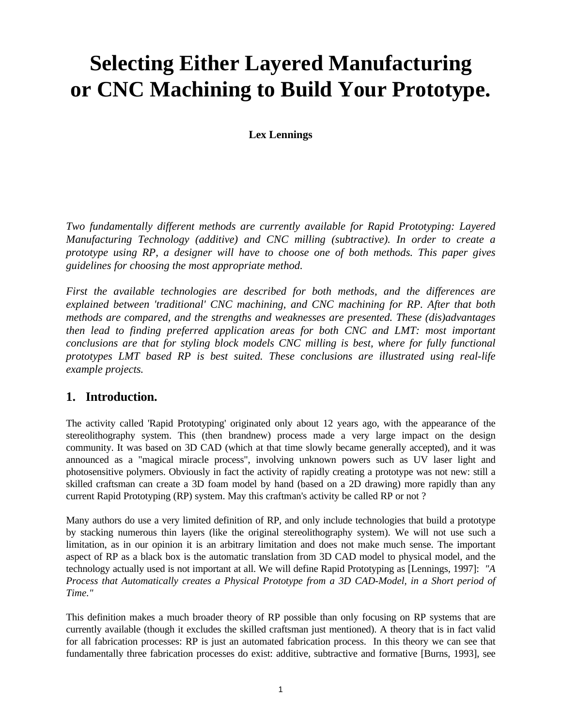# Selecting Either Layered Manufacturing or CNC Machining to Build Your Prototype.

**Lex Lennings**

*Two fundamentally different methods are currently available for Rapid Prototyping: Layered Manufacturing Technology (additive) and CNC milling (subtractive). In order to create a prototype using RP, a designer will have to choose one of both methods. This paper gives guidelines for choosing the most appropriate method.*

*First the available technologies are described for both methods, and the differences are explained between 'traditional' CNC machining, and CNC machining for RP. After that both methods are compared, and the strengths and weaknesses are presented. These (dis)advantages then lead to finding preferred application areas for both CNC and LMT: most important conclusions are that for styling block models CNC milling is best, where for fully functional prototypes LMT based RP is best suited. These conclusions are illustrated using real-life example projects.*

## 1. Introduction.

The activity called 'Rapid Prototyping' originated only about 12 years ago, with the appearance of the stereolithography system. This (then brandnew) process made a very large impact on the design community. It was based on 3D CAD (which at that time slowly became generally accepted), and it was announced as a "magical miracle process", involving unknown powers such as UV laser light and photosensitive polymers. Obviously in fact the activity of rapidly creating a prototype was not new: still a skilled craftsman can create a 3D foam model by hand (based on a 2D drawing) more rapidly than any current Rapid Prototyping (RP) system. May this craftman's activity be called RP or not ?

Many authors do use a very limited definition of RP, and only include technologies that build a prototype by stacking numerous thin layers (like the original stereolithography system). We will not use such a limitation, as in our opinion it is an arbitrary limitation and does not make much sense. The important aspect of RP as a black box is the automatic translation from 3D CAD model to physical model, and the technology actually used is not important at all. We will define Rapid Prototyping as [Lennings, 1997]: *"A Process that Automatically creates a Physical Prototype from a 3D CAD-Model, in a Short period of Time."*

This definition makes a much broader theory of RP possible than only focusing on RP systems that are currently available (though it excludes the skilled craftsman just mentioned). A theory that is in fact valid for all fabrication processes: RP is just an automated fabrication process. In this theory we can see that fundamentally three fabrication processes do exist: additive, subtractive and formative [Burns, 1993], see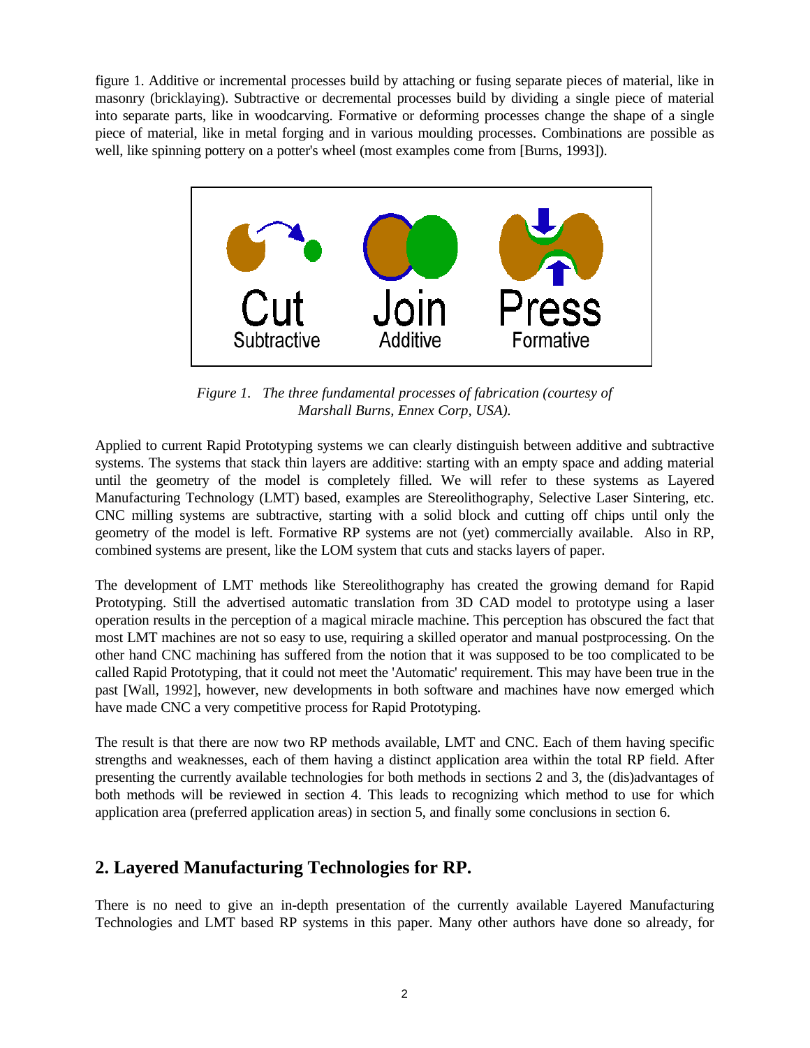figure 1. Additive or incremental processes build by attaching or fusing separate pieces of material, like in masonry (bricklaying). Subtractive or decremental processes build by dividing a single piece of material into separate parts, like in woodcarving. Formative or deforming processes change the shape of a single piece of material, like in metal forging and in various moulding processes. Combinations are possible as well, like spinning pottery on a potter's wheel (most examples come from [Burns, 1993]).

*Figure 1. The three fundamental processes of fabrication (courtesy of Marshall Burns, Ennex Corp, USA).*

Applied to current Rapid Prototyping systems we can clearly distinguish between additive and subtractive systems. The systems that stack thin layers are additive: starting with an empty space and adding material until the geometry of the model is completely filled. We will refer to these systems as Layered Manufacturing Technology (LMT) based, examples are Stereolithography, Selective Laser Sintering, etc. CNC milling systems are subtractive, starting with a solid block and cutting off chips until only the geometry of the model is left. Formative RP systems are not (yet) commercially available. Also in RP, combined systems are present, like the LOM system that cuts and stacks layers of paper.

The development of LMT methods like Stereolithography has created the growing demand for Rapid Prototyping. Still the advertised automatic translation from 3D CAD model to prototype using a laser operation results in the perception of a magical miracle machine. This perception has obscured the fact that most LMT machines are not so easy to use, requiring a skilled operator and manual postprocessing. On the other hand CNC machining has suffered from the notion that it was supposed to be too complicated to be called Rapid Prototyping, that it could not meet the 'Automatic' requirement. This may have been true in the past [Wall, 1992], however, new developments in both software and machines have now emerged which have made CNC a very competitive process for Rapid Prototyping.

The result is that there are now two RP methods available, LMT and CNC. Each of them having specific strengths and weaknesses, each of them having a distinct application area within the total RP field. After presenting the currently available technologies for both methods in sections 2 and 3, the (dis)advantages of both methods will be reviewed in section 4. This leads to recognizing which method to use for which application area (preferred application areas) in section 5, and finally some conclusions in section 6.

## 2. Layered Manufacturing Technologies for RP.

There is no need to give an in-depth presentation of the currently available Layered Manufacturing Technologies and LMT based RP systems in this paper. Many other authors have done so already, for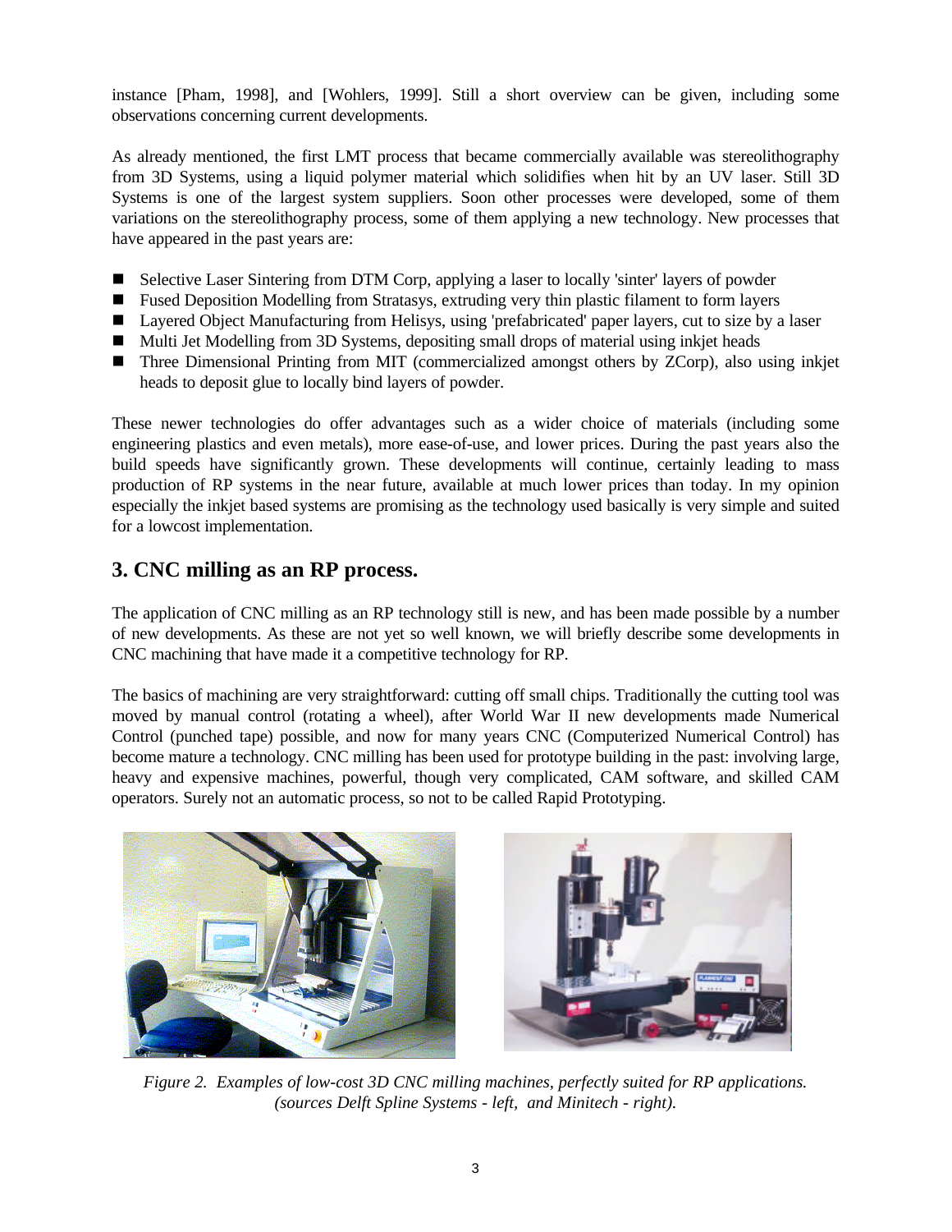instance [Pham, 1998], and [Wohlers, 1999]. Still a short overview can be given, including some observations concerning current developments.

As already mentioned, the first LMT process that became commercially available was stereolithography from 3D Systems, using a liquid polymer material which solidifies when hit by an UV laser. Still 3D Systems is one of the largest system suppliers. Soon other processes were developed, some of them variations on the stereolithography process, some of them applying a new technology. New processes that have appeared in the past years are:

- Selective Laser Sintering from DTM Corp, applying a laser to locally 'sinter' layers of powder
- Fused Deposition Modelling from Stratasys, extruding very thin plastic filament to form layers
- Layered Object Manufacturing from Helisys, using 'prefabricated' paper layers, cut to size by a laser
- Multi Jet Modelling from 3D Systems, depositing small drops of material using inkjet heads
- Three Dimensional Printing from MIT (commercialized amongst others by ZCorp), also using inkjet heads to deposit glue to locally bind layers of powder.

These newer technologies do offer advantages such as a wider choice of materials (including some engineering plastics and even metals), more ease-of-use, and lower prices. During the past years also the build speeds have significantly grown. These developments will continue, certainly leading to mass production of RP systems in the near future, available at much lower prices than today. In my opinion especially the inkjet based systems are promising as the technology used basically is very simple and suited for a lowcost implementation.

## 3. CNC milling as an RP process.

The application of CNC milling as an RP technology still is new, and has been made possible by a number of new developments. As these are not yet so well known, we will briefly describe some developments in CNC machining that have made it a competitive technology for RP.

The basics of machining are very straightforward: cutting off small chips. Traditionally the cutting tool was moved by manual control (rotating a wheel), after World War II new developments made Numerical Control (punched tape) possible, and now for many years CNC (Computerized Numerical Control) has become mature a technology. CNC milling has been used for prototype building in the past: involving large, heavy and expensive machines, powerful, though very complicated, CAM software, and skilled CAM operators. Surely not an automatic process, so not to be called Rapid Prototyping.

*Figure 2. Examples of low-cost 3D CNC milling machines, perfectly suited for RP applications. (sources Delft Spline Systems - left, and Minitech - right).*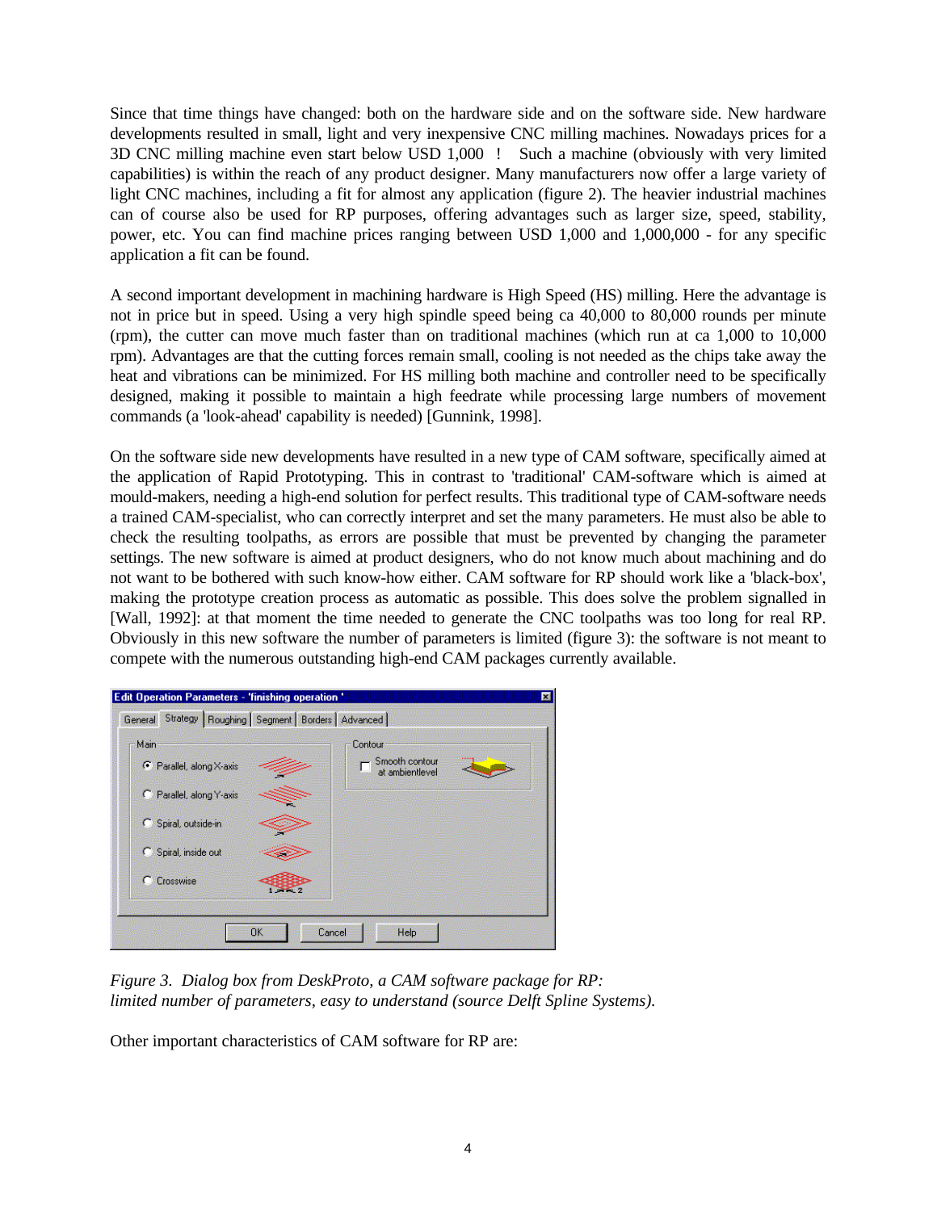Since that time things have changed: both on the hardware side and on the software side. New hardware developments resulted in small, light and very inexpensive CNC milling machines. Nowadays prices for a 3D CNC milling machine even start below USD 1,000 ! Such a machine (obviously with very limited capabilities) is within the reach of any product designer. Many manufacturers now offer a large variety of light CNC machines, including a fit for almost any application (figure 2). The heavier industrial machines can of course also be used for RP purposes, offering advantages such as larger size, speed, stability, power, etc. You can find machine prices ranging between USD 1,000 and 1,000,000 - for any specific application a fit can be found.

A second important development in machining hardware is High Speed (HS) milling. Here the advantage is not in price but in speed. Using a very high spindle speed being ca 40,000 to 80,000 rounds per minute (rpm), the cutter can move much faster than on traditional machines (which run at ca 1,000 to 10,000 rpm). Advantages are that the cutting forces remain small, cooling is not needed as the chips take away the heat and vibrations can be minimized. For HS milling both machine and controller need to be specifically designed, making it possible to maintain a high feedrate while processing large numbers of movement commands (a 'look-ahead' capability is needed) [Gunnink, 1998].

On the software side new developments have resulted in a new type of CAM software, specifically aimed at the application of Rapid Prototyping. This in contrast to 'traditional' CAM-software which is aimed at mould-makers, needing a high-end solution for perfect results. This traditional type of CAM-software needs a trained CAM-specialist, who can correctly interpret and set the many parameters. He must also be able to check the resulting toolpaths, as errors are possible that must be prevented by changing the parameter settings. The new software is aimed at product designers, who do not know much about machining and do not want to be bothered with such know-how either. CAM software for RP should work like a 'black-box', making the prototype creation process as automatic as possible. This does solve the problem signalled in [Wall, 1992]: at that moment the time needed to generate the CNC toolpaths was too long for real RP. Obviously in this new software the number of parameters is limited (figure 3): the software is not meant to compete with the numerous outstanding high-end CAM packages currently available.

*Figure 3. Dialog box from DeskProto, a CAM software package for RP: limited number of parameters, easy to understand (source Delft Spline Systems).*

Other important characteristics of CAM software for RP are: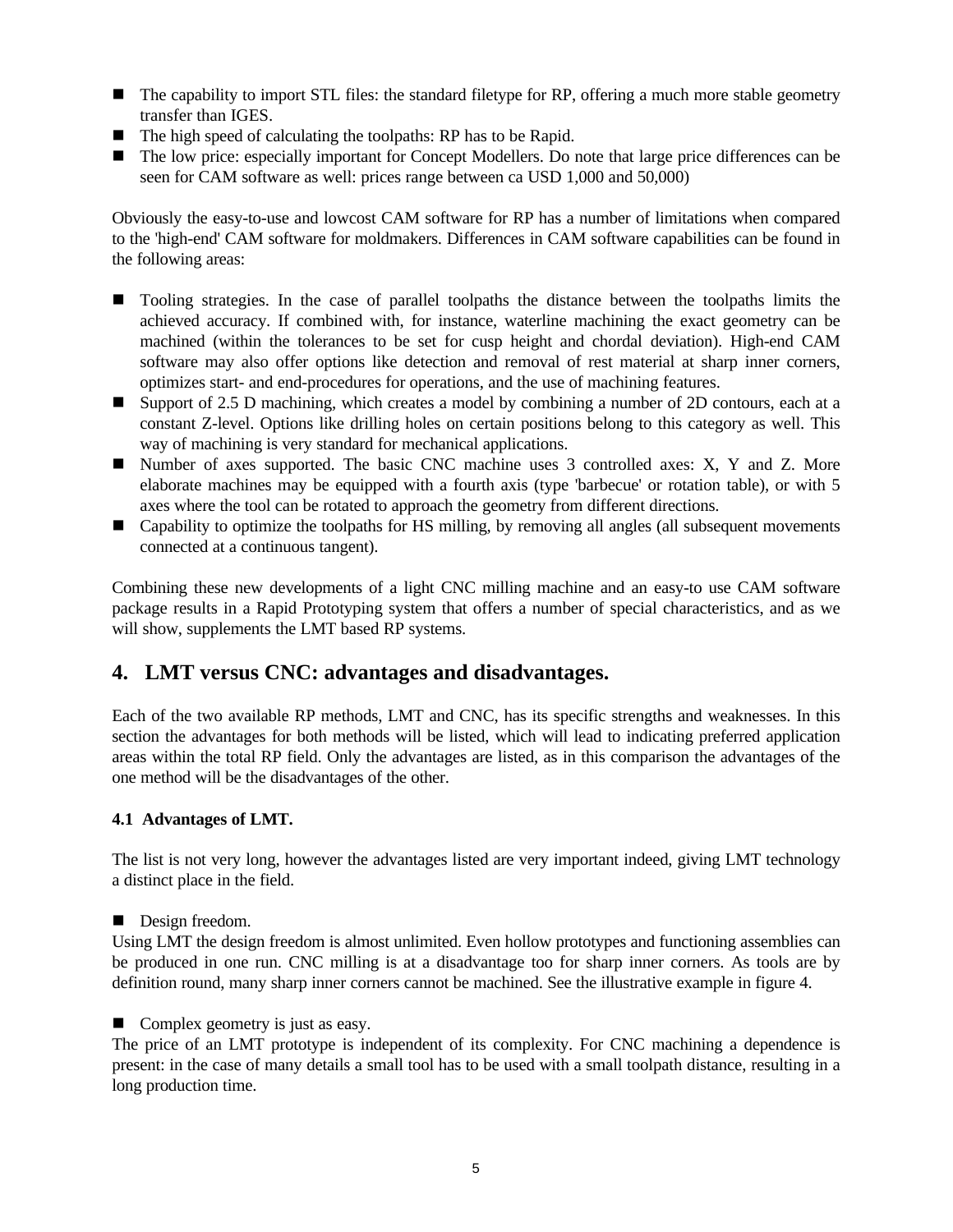- The capability to import STL files: the standard filetype for RP, offering a much more stable geometry transfer than IGES.
- The high speed of calculating the toolpaths: RP has to be Rapid.
- The low price: especially important for Concept Modellers. Do note that large price differences can be seen for CAM software as well: prices range between ca USD 1,000 and 50,000)

Obviously the easy-to-use and lowcost CAM software for RP has a number of limitations when compared to the 'high-end' CAM software for moldmakers. Differences in CAM software capabilities can be found in the following areas:

- Tooling strategies. In the case of parallel toolpaths the distance between the toolpaths limits the achieved accuracy. If combined with, for instance, waterline machining the exact geometry can be machined (within the tolerances to be set for cusp height and chordal deviation). High-end CAM software may also offer options like detection and removal of rest material at sharp inner corners, optimizes start- and end-procedures for operations, and the use of machining features.
- Support of 2.5 D machining, which creates a model by combining a number of 2D contours, each at a constant Z-level. Options like drilling holes on certain positions belong to this category as well. This way of machining is very standard for mechanical applications.
- Number of axes supported. The basic CNC machine uses 3 controlled axes: X, Y and Z. More elaborate machines may be equipped with a fourth axis (type 'barbecue' or rotation table), or with 5 axes where the tool can be rotated to approach the geometry from different directions.
- Capability to optimize the toolpaths for HS milling, by removing all angles (all subsequent movements connected at a continuous tangent).

Combining these new developments of a light CNC milling machine and an easy-to use CAM software package results in a Rapid Prototyping system that offers a number of special characteristics, and as we will show, supplements the LMT based RP systems.

## 4. LMT versus CNC: advantages and disadvantages.

Each of the two available RP methods, LMT and CNC, has its specific strengths and weaknesses. In this section the advantages for both methods will be listed, which will lead to indicating preferred application areas within the total RP field. Only the advantages are listed, as in this comparison the advantages of the one method will be the disadvantages of the other.

### 4.1 Advantages of LMT.

The list is not very long, however the advantages listed are very important indeed, giving LMT technology a distinct place in the field.

- Design freedom.

Using LMT the design freedom is almost unlimited. Even hollow prototypes and functioning assemblies can be produced in one run. CNC milling is at a disadvantage too for sharp inner corners. As tools are by definition round, many sharp inner corners cannot be machined. See the illustrative example in figure 4.

- Complex geometry is just as easy.

The price of an LMT prototype is independent of its complexity. For CNC machining a dependence is present: in the case of many details a small tool has to be used with a small toolpath distance, resulting in a long production time.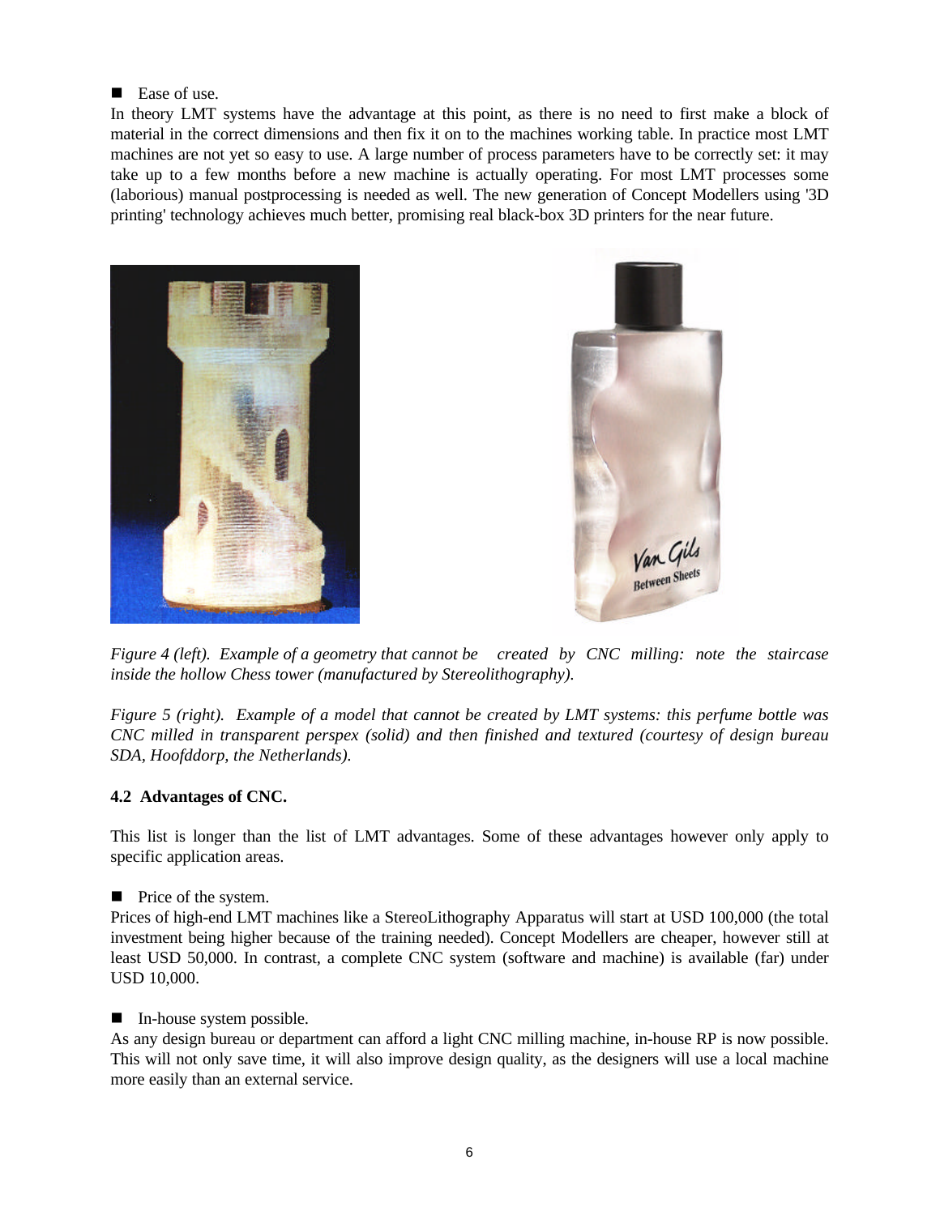■ Ease of use.

In theory LMT systems have the advantage at this point, as there is no need to first make a block of material in the correct dimensions and then fix it on to the machines working table. In practice most LMT machines are not yet so easy to use. A large number of process parameters have to be correctly set: it may take up to a few months before a new machine is actually operating. For most LMT processes some (laborious) manual postprocessing is needed as well. The new generation of Concept Modellers using '3D printing' technology achieves much better, promising real black-box 3D printers for the near future.

*Figure 4 (left). Example of a geometry that cannot be created by CNC milling: note the staircase inside the hollow Chess tower (manufactured by Stereolithography).*

*Figure 5 (right). Example of a model that cannot be created by LMT systems: this perfume bottle was CNC milled in transparent perspex (solid) and then finished and textured (courtesy of design bureau SDA, Hoofddorp, the Netherlands).*

### 4.2 Advantages of CNC.

This list is longer than the list of LMT advantages. Some of these advantages however only apply to specific application areas.

■ Price of the system.

Prices of high-end LMT machines like a StereoLithography Apparatus will start at USD 100,000 (the total investment being higher because of the training needed). Concept Modellers are cheaper, however still at least USD 50,000. In contrast, a complete CNC system (software and machine) is available (far) under USD 10,000.

■ In-house system possible.

As any design bureau or department can afford a light CNC milling machine, in-house RP is now possible. This will not only save time, it will also improve design quality, as the designers will use a local machine more easily than an external service.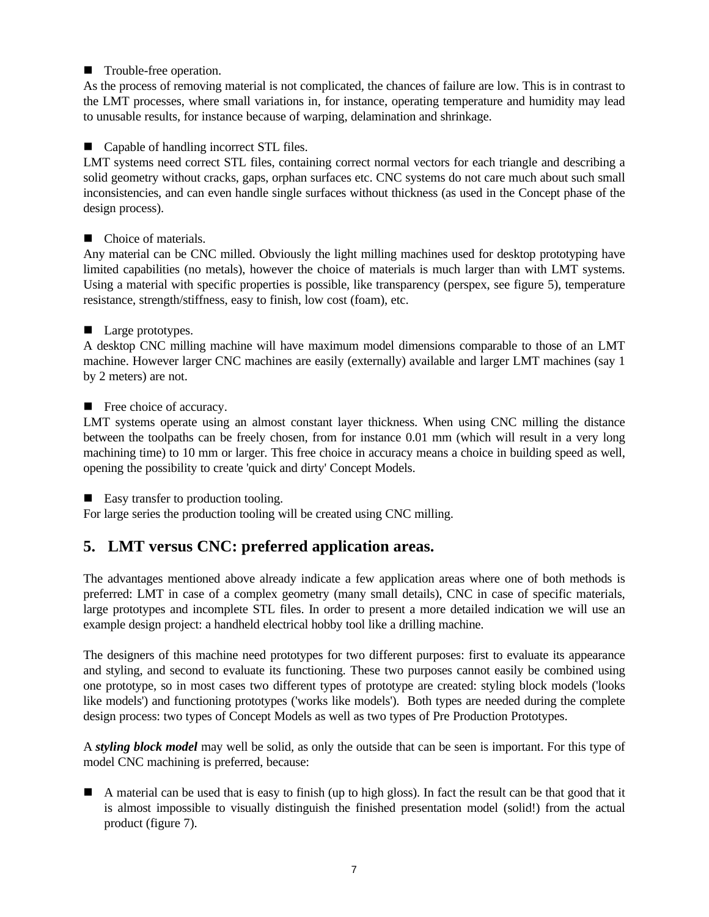- Trouble-free operation.

As the process of removing material is not complicated, the chances of failure are low. This is in contrast to the LMT processes, where small variations in, for instance, operating temperature and humidity may lead to unusable results, for instance because of warping, delamination and shrinkage.

- Capable of handling incorrect STL files.

LMT systems need correct STL files, containing correct normal vectors for each triangle and describing a solid geometry without cracks, gaps, orphan surfaces etc. CNC systems do not care much about such small inconsistencies, and can even handle single surfaces without thickness (as used in the Concept phase of the design process).

- Choice of materials.

Any material can be CNC milled. Obviously the light milling machines used for desktop prototyping have limited capabilities (no metals), however the choice of materials is much larger than with LMT systems. Using a material with specific properties is possible, like transparency (perspex, see figure 5), temperature resistance, strength/stiffness, easy to finish, low cost (foam), etc.

- Large prototypes.

A desktop CNC milling machine will have maximum model dimensions comparable to those of an LMT machine. However larger CNC machines are easily (externally) available and larger LMT machines (say 1 by 2 meters) are not.

- Free choice of accuracy.

LMT systems operate using an almost constant layer thickness. When using CNC milling the distance between the toolpaths can be freely chosen, from for instance 0.01 mm (which will result in a very long machining time) to 10 mm or larger. This free choice in accuracy means a choice in building speed as well, opening the possibility to create 'quick and dirty' Concept Models.

- Easy transfer to production tooling.

For large series the production tooling will be created using CNC milling.

## 5. LMT versus CNC: preferred application areas.

The advantages mentioned above already indicate a few application areas where one of both methods is preferred: LMT in case of a complex geometry (many small details), CNC in case of specific materials, large prototypes and incomplete STL files. In order to present a more detailed indication we will use an example design project: a handheld electrical hobby tool like a drilling machine.

The designers of this machine need prototypes for two different purposes: first to evaluate its appearance and styling, and second to evaluate its functioning. These two purposes cannot easily be combined using one prototype, so in most cases two different types of prototype are created: styling block models ('looks like models') and functioning prototypes ('works like models'). Both types are needed during the complete design process: two types of Concept Models as well as two types of Pre Production Prototypes.

A ***styling block model*** may well be solid, as only the outside that can be seen is important. For this type of model CNC machining is preferred, because:

- A material can be used that is easy to finish (up to high gloss). In fact the result can be that good that it is almost impossible to visually distinguish the finished presentation model (solid!) from the actual product (figure 7).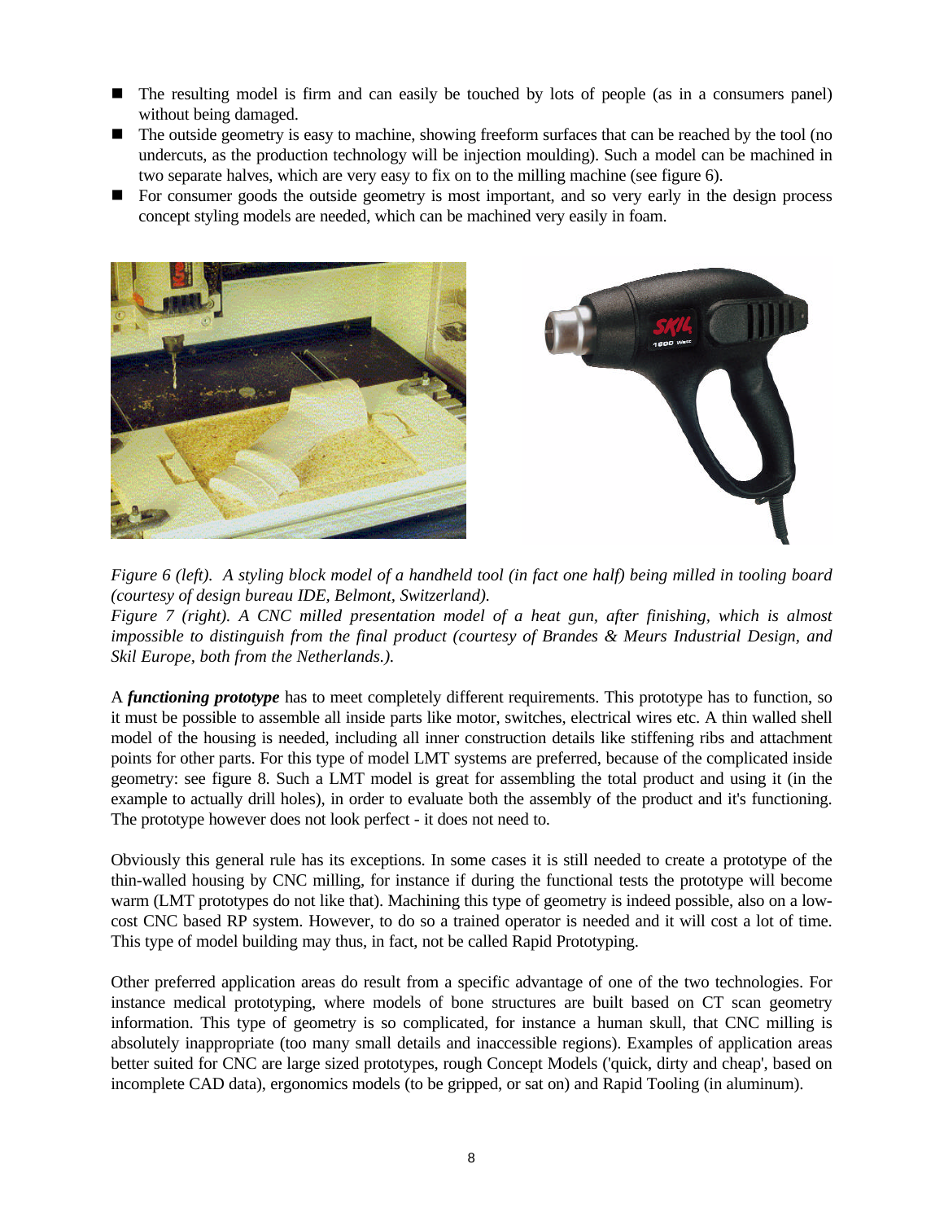- The resulting model is firm and can easily be touched by lots of people (as in a consumers panel) without being damaged.
- The outside geometry is easy to machine, showing freeform surfaces that can be reached by the tool (no undercuts, as the production technology will be injection moulding). Such a model can be machined in two separate halves, which are very easy to fix on to the milling machine (see figure 6).
- For consumer goods the outside geometry is most important, and so very early in the design process concept styling models are needed, which can be machined very easily in foam.

*Figure 6 (left). A styling block model of a handheld tool (in fact one half) being milled in tooling board (courtesy of design bureau IDE, Belmont, Switzerland).*
*Figure 7 (right). A CNC milled presentation model of a heat gun, after finishing, which is almost impossible to distinguish from the final product (courtesy of Brandes & Meurs Industrial Design, and Skil Europe, both from the Netherlands.).*

A ***functioning prototype*** has to meet completely different requirements. This prototype has to function, so it must be possible to assemble all inside parts like motor, switches, electrical wires etc. A thin walled shell model of the housing is needed, including all inner construction details like stiffening ribs and attachment points for other parts. For this type of model LMT systems are preferred, because of the complicated inside geometry: see figure 8. Such a LMT model is great for assembling the total product and using it (in the example to actually drill holes), in order to evaluate both the assembly of the product and it's functioning. The prototype however does not look perfect - it does not need to.

Obviously this general rule has its exceptions. In some cases it is still needed to create a prototype of the thin-walled housing by CNC milling, for instance if during the functional tests the prototype will become warm (LMT prototypes do not like that). Machining this type of geometry is indeed possible, also on a low-cost CNC based RP system. However, to do so a trained operator is needed and it will cost a lot of time. This type of model building may thus, in fact, not be called Rapid Prototyping.

Other preferred application areas do result from a specific advantage of one of the two technologies. For instance medical prototyping, where models of bone structures are built based on CT scan geometry information. This type of geometry is so complicated, for instance a human skull, that CNC milling is absolutely inappropriate (too many small details and inaccessible regions). Examples of application areas better suited for CNC are large sized prototypes, rough Concept Models ('quick, dirty and cheap', based on incomplete CAD data), ergonomics models (to be gripped, or sat on) and Rapid Tooling (in aluminum).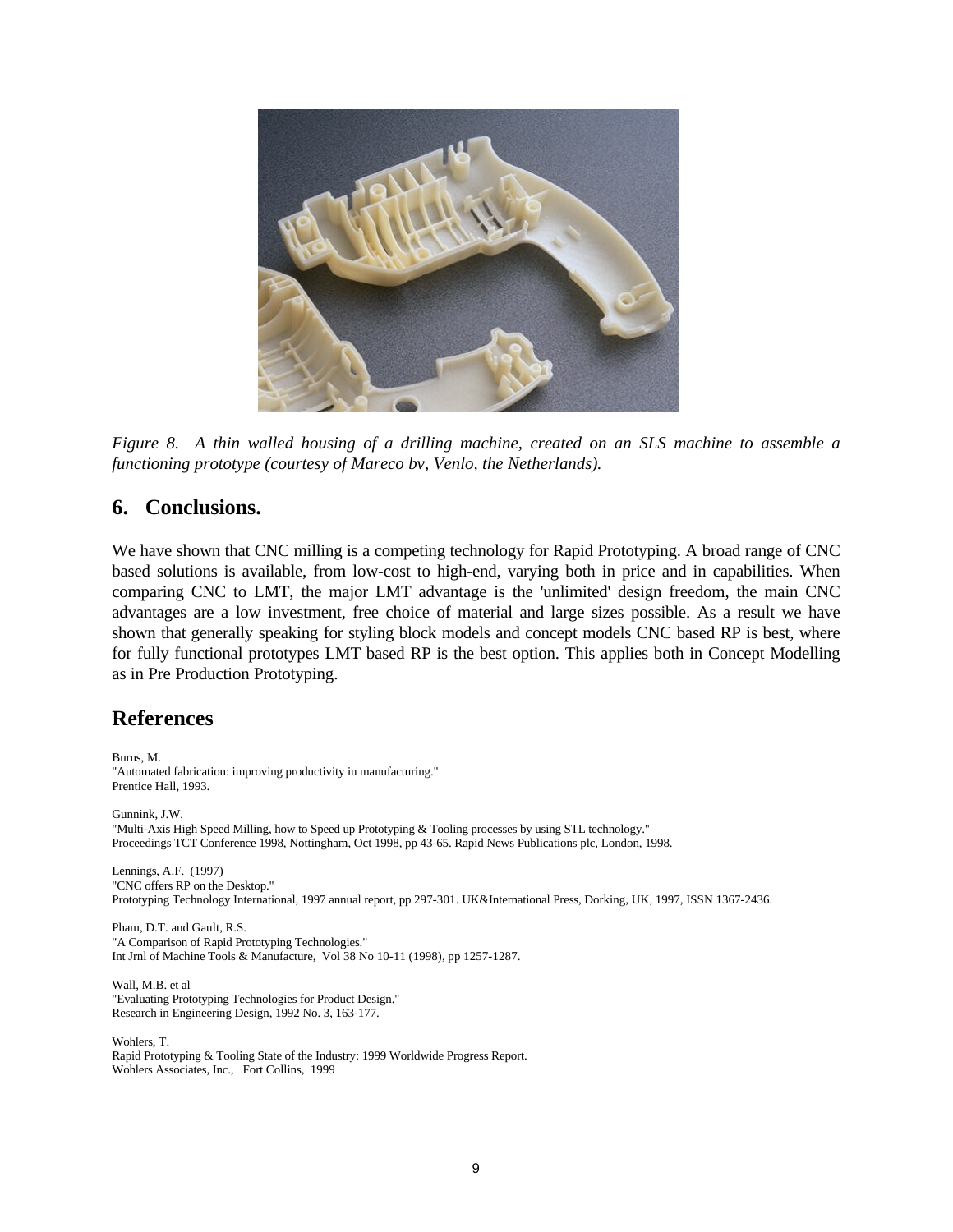*Figure 8. A thin walled housing of a drilling machine, created on an SLS machine to assemble a functioning prototype (courtesy of Mareco bv, Venlo, the Netherlands).*

## 6. Conclusions.

We have shown that CNC milling is a competing technology for Rapid Prototyping. A broad range of CNC based solutions is available, from low-cost to high-end, varying both in price and in capabilities. When comparing CNC to LMT, the major LMT advantage is the 'unlimited' design freedom, the main CNC advantages are a low investment, free choice of material and large sizes possible. As a result we have shown that generally speaking for styling block models and concept models CNC based RP is best, where for fully functional prototypes LMT based RP is the best option. This applies both in Concept Modelling as in Pre Production Prototyping.

## References

Burns, M.
"Automated fabrication: improving productivity in manufacturing."
Prentice Hall, 1993.

Gunnink, J.W.
"Multi-Axis High Speed Milling, how to Speed up Prototyping & Tooling processes by using STL technology."
Proceedings TCT Conference 1998, Nottingham, Oct 1998, pp 43-65. Rapid News Publications plc, London, 1998.

Lennings, A.F. (1997)
"CNC offers RP on the Desktop."
Prototyping Technology International, 1997 annual report, pp 297-301. UK&International Press, Dorking, UK, 1997, ISSN 1367-2436.

Pham, D.T. and Gault, R.S.
"A Comparison of Rapid Prototyping Technologies."
Int Jrnl of Machine Tools & Manufacture, Vol 38 No 10-11 (1998), pp 1257-1287.

Wall, M.B. et al
"Evaluating Prototyping Technologies for Product Design."
Research in Engineering Design, 1992 No. 3, 163-177.

Wohlers, T.
Rapid Prototyping & Tooling State of the Industry: 1999 Worldwide Progress Report.
Wohlers Associates, Inc., Fort Collins, 1999